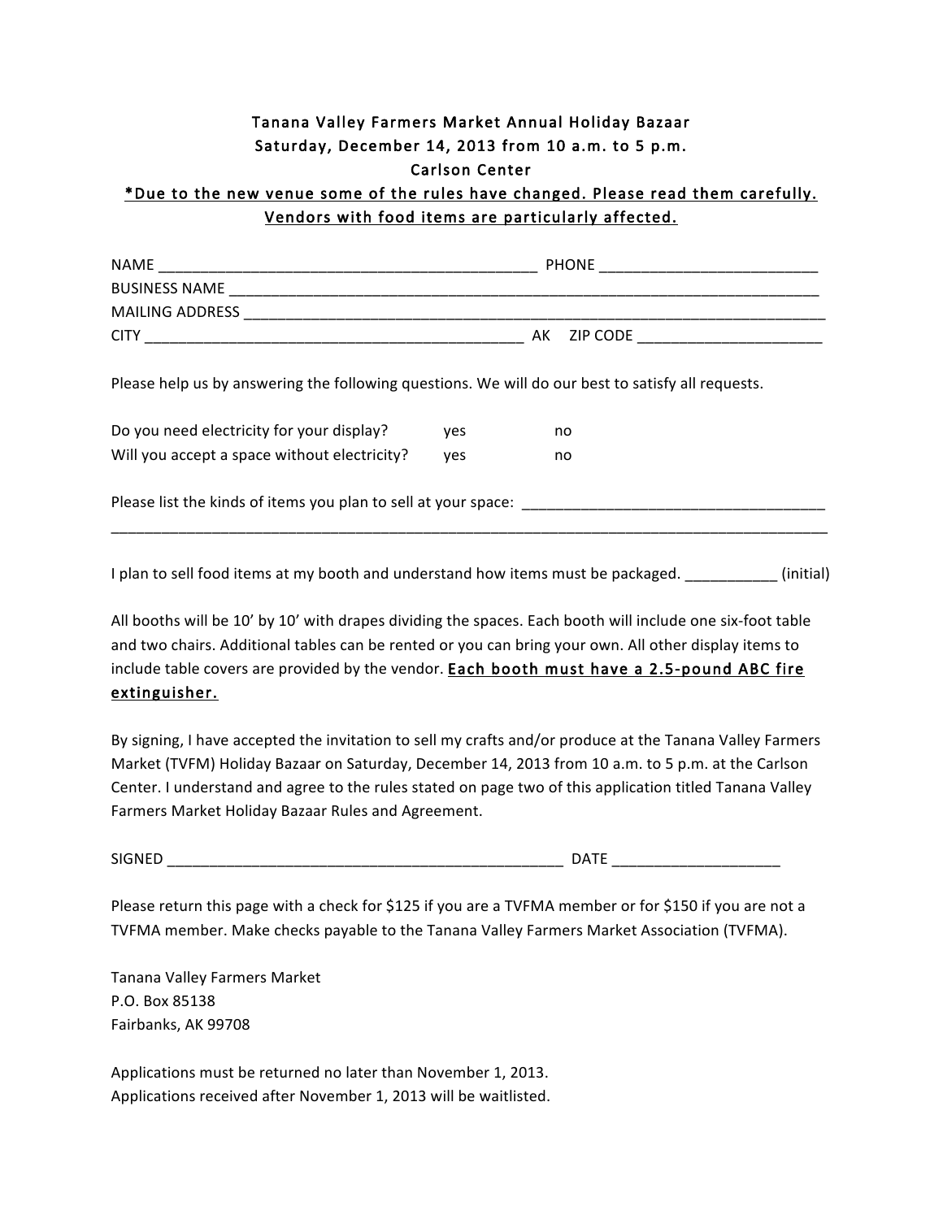**Tanana Valley Farmers Market Annual Holiday Bazaar**
**Saturday, December 14, 2013 from 10 a.m. to 5 p.m.**
**Carlson Center**

**<u>*Due to the new venue some of the rules have changed. Please read them carefully. Vendors with food items are particularly affected.</u>**

NAME _______________________________________________ PHONE __________________________
BUSINESS NAME ________________________________________________________________________
MAILING ADDRESS ______________________________________________________________________
CITY _______________________________________________ AK ZIP CODE ______________________

Please help us by answering the following questions. We will do our best to satisfy all requests.

Do you need electricity for your display? yes no
Will you accept a space without electricity? yes no

Please list the kinds of items you plan to sell at your space: ____________________________________
__________________________________________________________________________________________

I plan to sell food items at my booth and understand how items must be packaged. ___________ (initial)

All booths will be 10' by 10' with drapes dividing the spaces. Each booth will include one six-foot table and two chairs. Additional tables can be rented or you can bring your own. All other display items to include table covers are provided by the vendor. **<u>Each booth must have a 2.5-pound ABC fire extinguisher.</u>**

By signing, I have accepted the invitation to sell my crafts and/or produce at the Tanana Valley Farmers Market (TVFM) Holiday Bazaar on Saturday, December 14, 2013 from 10 a.m. to 5 p.m. at the Carlson Center. I understand and agree to the rules stated on page two of this application titled Tanana Valley Farmers Market Holiday Bazaar Rules and Agreement.

SIGNED ________________________________________________ DATE ____________________

Please return this page with a check for $125 if you are a TVFMA member or for $150 if you are not a TVFMA member. Make checks payable to the Tanana Valley Farmers Market Association (TVFMA).

Tanana Valley Farmers Market
P.O. Box 85138
Fairbanks, AK 99708

Applications must be returned no later than November 1, 2013.
Applications received after November 1, 2013 will be waitlisted.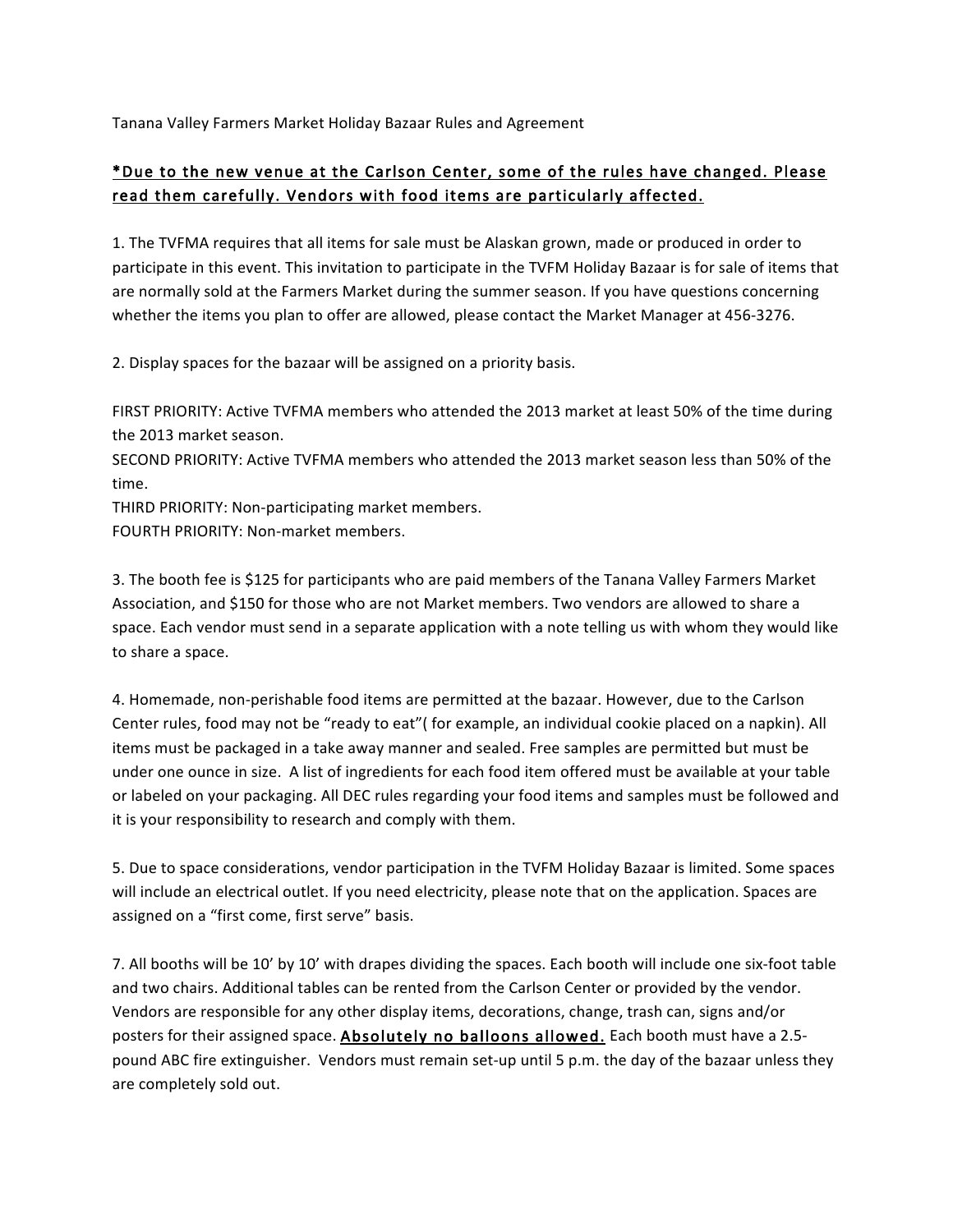Tanana Valley Farmers Market Holiday Bazaar Rules and Agreement

***Due to the new venue at the Carlson Center, some of the rules have changed. Please read them carefully. Vendors with food items are particularly affected.***

1. The TVFMA requires that all items for sale must be Alaskan grown, made or produced in order to participate in this event. This invitation to participate in the TVFM Holiday Bazaar is for sale of items that are normally sold at the Farmers Market during the summer season. If you have questions concerning whether the items you plan to offer are allowed, please contact the Market Manager at 456-3276.

2. Display spaces for the bazaar will be assigned on a priority basis.

FIRST PRIORITY: Active TVFMA members who attended the 2013 market at least 50% of the time during the 2013 market season.
SECOND PRIORITY: Active TVFMA members who attended the 2013 market season less than 50% of the time.
THIRD PRIORITY: Non-participating market members.
FOURTH PRIORITY: Non-market members.

3. The booth fee is $125 for participants who are paid members of the Tanana Valley Farmers Market Association, and $150 for those who are not Market members. Two vendors are allowed to share a space. Each vendor must send in a separate application with a note telling us with whom they would like to share a space.

4. Homemade, non-perishable food items are permitted at the bazaar. However, due to the Carlson Center rules, food may not be "ready to eat"( for example, an individual cookie placed on a napkin). All items must be packaged in a take away manner and sealed. Free samples are permitted but must be under one ounce in size. A list of ingredients for each food item offered must be available at your table or labeled on your packaging. All DEC rules regarding your food items and samples must be followed and it is your responsibility to research and comply with them.

5. Due to space considerations, vendor participation in the TVFM Holiday Bazaar is limited. Some spaces will include an electrical outlet. If you need electricity, please note that on the application. Spaces are assigned on a "first come, first serve" basis.

7. All booths will be 10' by 10' with drapes dividing the spaces. Each booth will include one six-foot table and two chairs. Additional tables can be rented from the Carlson Center or provided by the vendor. Vendors are responsible for any other display items, decorations, change, trash can, signs and/or posters for their assigned space. **Absolutely no balloons allowed.** Each booth must have a 2.5-pound ABC fire extinguisher. Vendors must remain set-up until 5 p.m. the day of the bazaar unless they are completely sold out.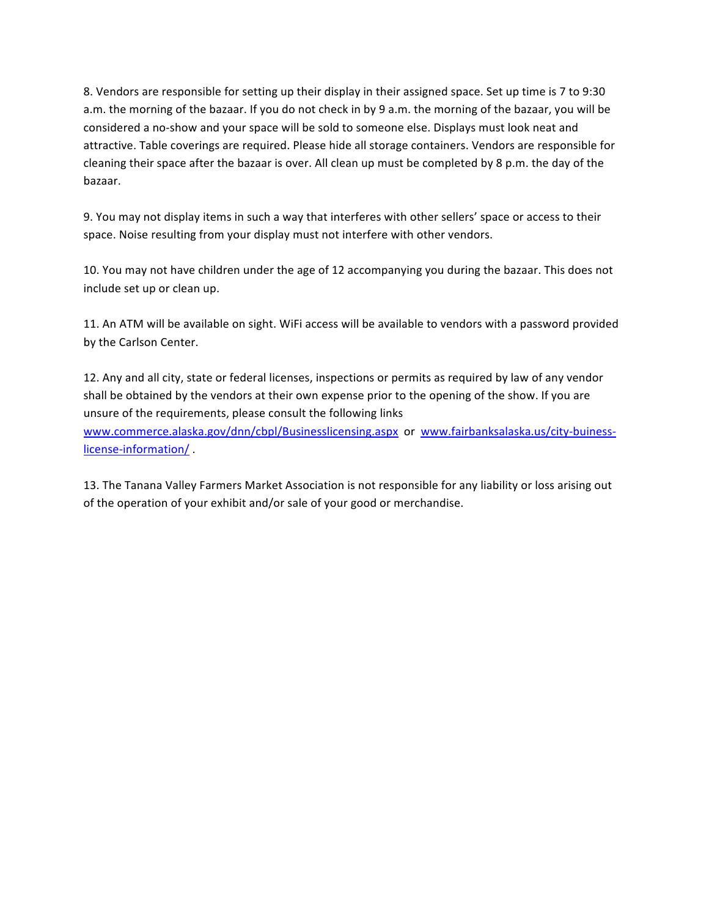8. Vendors are responsible for setting up their display in their assigned space. Set up time is 7 to 9:30 a.m. the morning of the bazaar. If you do not check in by 9 a.m. the morning of the bazaar, you will be considered a no-show and your space will be sold to someone else. Displays must look neat and attractive. Table coverings are required. Please hide all storage containers. Vendors are responsible for cleaning their space after the bazaar is over. All clean up must be completed by 8 p.m. the day of the bazaar.

9. You may not display items in such a way that interferes with other sellers' space or access to their space. Noise resulting from your display must not interfere with other vendors.

10. You may not have children under the age of 12 accompanying you during the bazaar. This does not include set up or clean up.

11. An ATM will be available on sight. WiFi access will be available to vendors with a password provided by the Carlson Center.

12. Any and all city, state or federal licenses, inspections or permits as required by law of any vendor shall be obtained by the vendors at their own expense prior to the opening of the show. If you are unsure of the requirements, please consult the following links [www.commerce.alaska.gov/dnn/cbpl/Businesslicensing.aspx](www.commerce.alaska.gov/dnn/cbpl/Businesslicensing.aspx) or [www.fairbanksalaska.us/city-buiness-license-information/](www.fairbanksalaska.us/city-buiness-license-information/) .

13. The Tanana Valley Farmers Market Association is not responsible for any liability or loss arising out of the operation of your exhibit and/or sale of your good or merchandise.